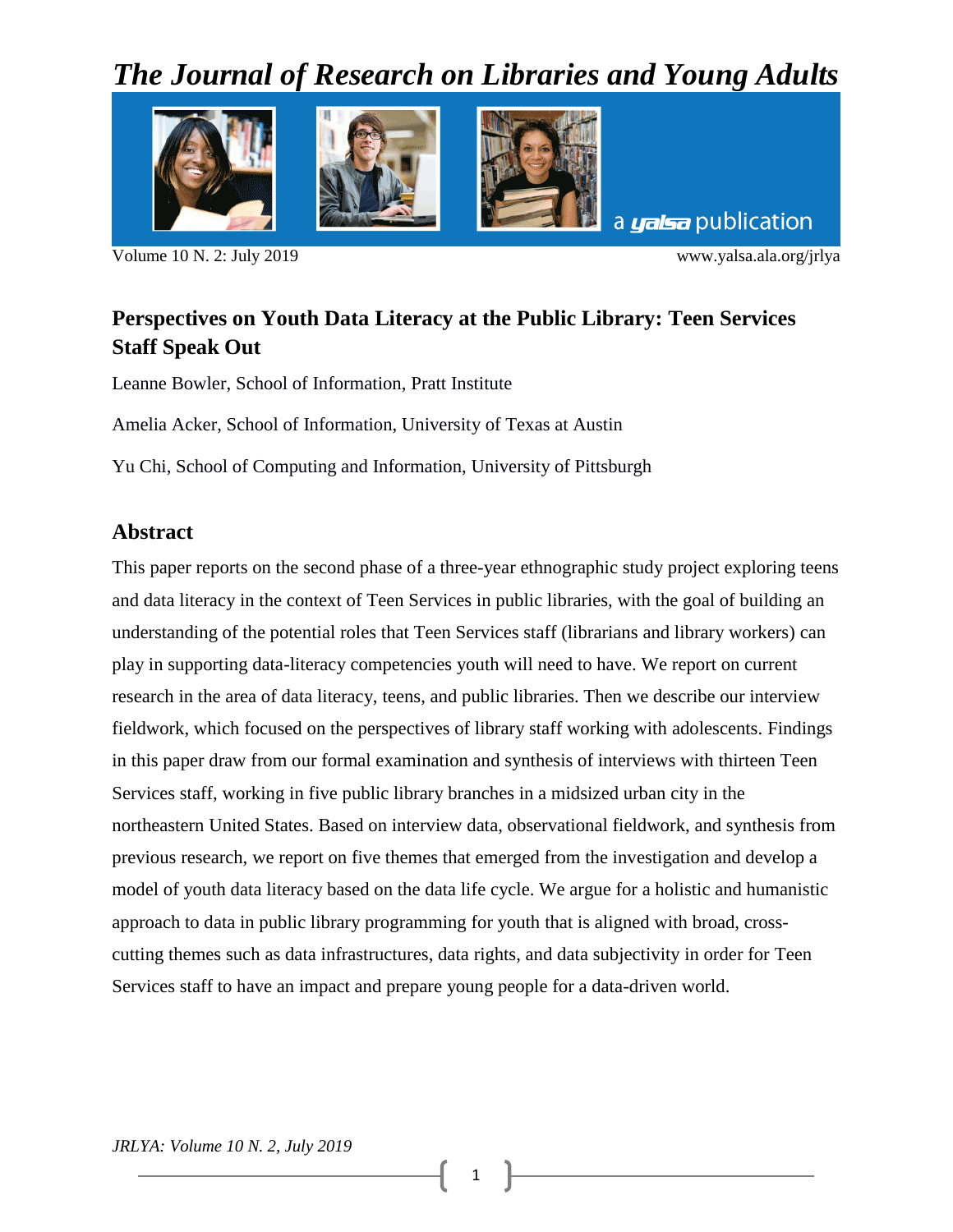# Perspectives on Youth Data Literacy at the Public Library: Teen Services Staff Speak Out

Leanne Bowler, School of Information, Pratt Institute

Amelia Acker, School of Information, University of Texas at Austin

Yu Chi, School of Computing and Information, University of Pittsburgh

## Abstract

This paper reports on the second phase of a three-year ethnographic study project exploring teens and data literacy in the context of Teen Services in public libraries, with the goal of building an understanding of the potential roles that Teen Services staff (librarians and library workers) can play in supporting data-literacy competencies youth will need to have. We report on current research in the area of data literacy, teens, and public libraries. Then we describe our interview fieldwork, which focused on the perspectives of library staff working with adolescents. Findings in this paper draw from our formal examination and synthesis of interviews with thirteen Teen Services staff, working in five public library branches in a midsized urban city in the northeastern United States. Based on interview data, observational fieldwork, and synthesis from previous research, we report on five themes that emerged from the investigation and develop a model of youth data literacy based on the data life cycle. We argue for a holistic and humanistic approach to data in public library programming for youth that is aligned with broad, cross-cutting themes such as data infrastructures, data rights, and data subjectivity in order for Teen Services staff to have an impact and prepare young people for a data-driven world.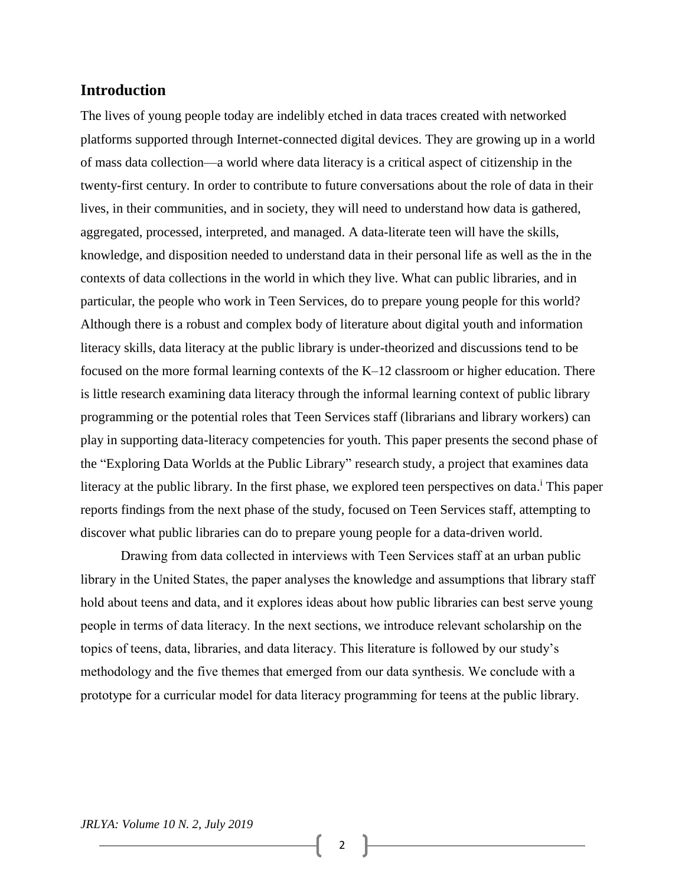## Introduction

The lives of young people today are indelibly etched in data traces created with networked platforms supported through Internet-connected digital devices. They are growing up in a world of mass data collection—a world where data literacy is a critical aspect of citizenship in the twenty-first century. In order to contribute to future conversations about the role of data in their lives, in their communities, and in society, they will need to understand how data is gathered, aggregated, processed, interpreted, and managed. A data-literate teen will have the skills, knowledge, and disposition needed to understand data in their personal life as well as the in the contexts of data collections in the world in which they live. What can public libraries, and in particular, the people who work in Teen Services, do to prepare young people for this world? Although there is a robust and complex body of literature about digital youth and information literacy skills, data literacy at the public library is under-theorized and discussions tend to be focused on the more formal learning contexts of the K–12 classroom or higher education. There is little research examining data literacy through the informal learning context of public library programming or the potential roles that Teen Services staff (librarians and library workers) can play in supporting data-literacy competencies for youth. This paper presents the second phase of the "Exploring Data Worlds at the Public Library" research study, a project that examines data literacy at the public library. In the first phase, we explored teen perspectives on data.[i] This paper reports findings from the next phase of the study, focused on Teen Services staff, attempting to discover what public libraries can do to prepare young people for a data-driven world.

Drawing from data collected in interviews with Teen Services staff at an urban public library in the United States, the paper analyses the knowledge and assumptions that library staff hold about teens and data, and it explores ideas about how public libraries can best serve young people in terms of data literacy. In the next sections, we introduce relevant scholarship on the topics of teens, data, libraries, and data literacy. This literature is followed by our study's methodology and the five themes that emerged from our data synthesis. We conclude with a prototype for a curricular model for data literacy programming for teens at the public library.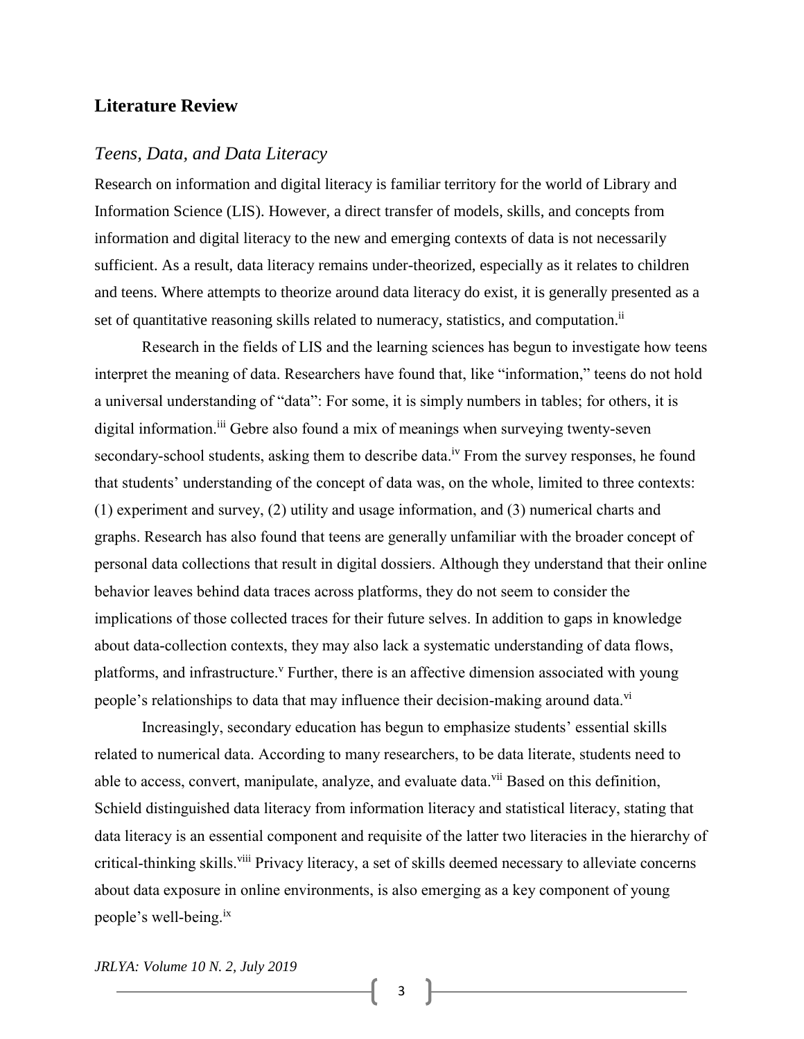## Literature Review

### *Teens, Data, and Data Literacy*

Research on information and digital literacy is familiar territory for the world of Library and Information Science (LIS). However, a direct transfer of models, skills, and concepts from information and digital literacy to the new and emerging contexts of data is not necessarily sufficient. As a result, data literacy remains under-theorized, especially as it relates to children and teens. Where attempts to theorize around data literacy do exist, it is generally presented as a set of quantitative reasoning skills related to numeracy, statistics, and computation.[ii]

Research in the fields of LIS and the learning sciences has begun to investigate how teens interpret the meaning of data. Researchers have found that, like "information," teens do not hold a universal understanding of "data": For some, it is simply numbers in tables; for others, it is digital information.[iii] Gebre also found a mix of meanings when surveying twenty-seven secondary-school students, asking them to describe data.[iv] From the survey responses, he found that students' understanding of the concept of data was, on the whole, limited to three contexts: (1) experiment and survey, (2) utility and usage information, and (3) numerical charts and graphs. Research has also found that teens are generally unfamiliar with the broader concept of personal data collections that result in digital dossiers. Although they understand that their online behavior leaves behind data traces across platforms, they do not seem to consider the implications of those collected traces for their future selves. In addition to gaps in knowledge about data-collection contexts, they may also lack a systematic understanding of data flows, platforms, and infrastructure.[v] Further, there is an affective dimension associated with young people's relationships to data that may influence their decision-making around data.[vi]

Increasingly, secondary education has begun to emphasize students' essential skills related to numerical data. According to many researchers, to be data literate, students need to able to access, convert, manipulate, analyze, and evaluate data.[vii] Based on this definition, Schield distinguished data literacy from information literacy and statistical literacy, stating that data literacy is an essential component and requisite of the latter two literacies in the hierarchy of critical-thinking skills.[viii] Privacy literacy, a set of skills deemed necessary to alleviate concerns about data exposure in online environments, is also emerging as a key component of young people's well-being.[ix]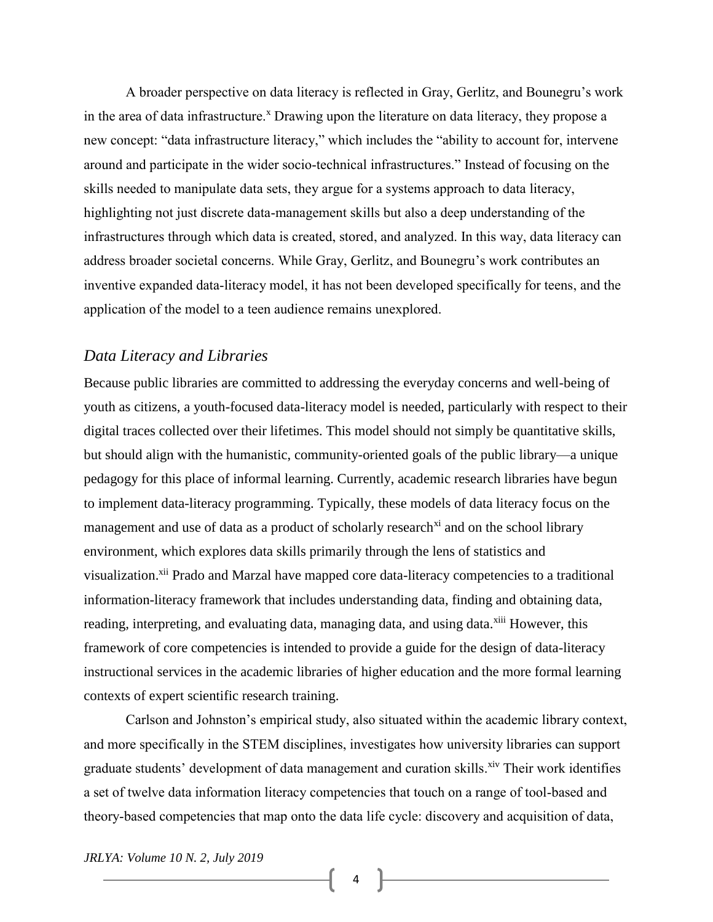A broader perspective on data literacy is reflected in Gray, Gerlitz, and Bounegru's work in the area of data infrastructure.[x] Drawing upon the literature on data literacy, they propose a new concept: "data infrastructure literacy," which includes the "ability to account for, intervene around and participate in the wider socio-technical infrastructures." Instead of focusing on the skills needed to manipulate data sets, they argue for a systems approach to data literacy, highlighting not just discrete data-management skills but also a deep understanding of the infrastructures through which data is created, stored, and analyzed. In this way, data literacy can address broader societal concerns. While Gray, Gerlitz, and Bounegru's work contributes an inventive expanded data-literacy model, it has not been developed specifically for teens, and the application of the model to a teen audience remains unexplored.

## *Data Literacy and Libraries*

Because public libraries are committed to addressing the everyday concerns and well-being of youth as citizens, a youth-focused data-literacy model is needed, particularly with respect to their digital traces collected over their lifetimes. This model should not simply be quantitative skills, but should align with the humanistic, community-oriented goals of the public library—a unique pedagogy for this place of informal learning. Currently, academic research libraries have begun to implement data-literacy programming. Typically, these models of data literacy focus on the management and use of data as a product of scholarly research[xi] and on the school library environment, which explores data skills primarily through the lens of statistics and visualization.[xii] Prado and Marzal have mapped core data-literacy competencies to a traditional information-literacy framework that includes understanding data, finding and obtaining data, reading, interpreting, and evaluating data, managing data, and using data.[xiii] However, this framework of core competencies is intended to provide a guide for the design of data-literacy instructional services in the academic libraries of higher education and the more formal learning contexts of expert scientific research training.

Carlson and Johnston's empirical study, also situated within the academic library context, and more specifically in the STEM disciplines, investigates how university libraries can support graduate students' development of data management and curation skills.[xiv] Their work identifies a set of twelve data information literacy competencies that touch on a range of tool-based and theory-based competencies that map onto the data life cycle: discovery and acquisition of data,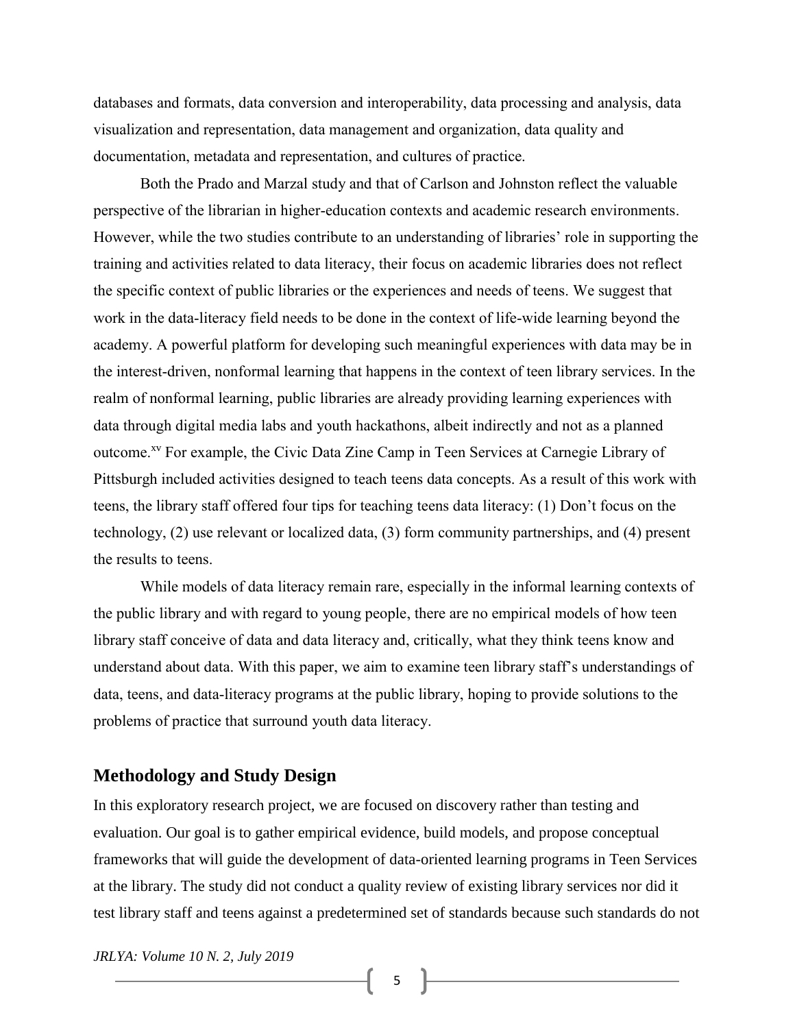databases and formats, data conversion and interoperability, data processing and analysis, data visualization and representation, data management and organization, data quality and documentation, metadata and representation, and cultures of practice.

Both the Prado and Marzal study and that of Carlson and Johnston reflect the valuable perspective of the librarian in higher-education contexts and academic research environments. However, while the two studies contribute to an understanding of libraries' role in supporting the training and activities related to data literacy, their focus on academic libraries does not reflect the specific context of public libraries or the experiences and needs of teens. We suggest that work in the data-literacy field needs to be done in the context of life-wide learning beyond the academy. A powerful platform for developing such meaningful experiences with data may be in the interest-driven, nonformal learning that happens in the context of teen library services. In the realm of nonformal learning, public libraries are already providing learning experiences with data through digital media labs and youth hackathons, albeit indirectly and not as a planned outcome.[xv] For example, the Civic Data Zine Camp in Teen Services at Carnegie Library of Pittsburgh included activities designed to teach teens data concepts. As a result of this work with teens, the library staff offered four tips for teaching teens data literacy: (1) Don't focus on the technology, (2) use relevant or localized data, (3) form community partnerships, and (4) present the results to teens.

While models of data literacy remain rare, especially in the informal learning contexts of the public library and with regard to young people, there are no empirical models of how teen library staff conceive of data and data literacy and, critically, what they think teens know and understand about data. With this paper, we aim to examine teen library staff's understandings of data, teens, and data-literacy programs at the public library, hoping to provide solutions to the problems of practice that surround youth data literacy.

## Methodology and Study Design

In this exploratory research project, we are focused on discovery rather than testing and evaluation. Our goal is to gather empirical evidence, build models, and propose conceptual frameworks that will guide the development of data-oriented learning programs in Teen Services at the library. The study did not conduct a quality review of existing library services nor did it test library staff and teens against a predetermined set of standards because such standards do not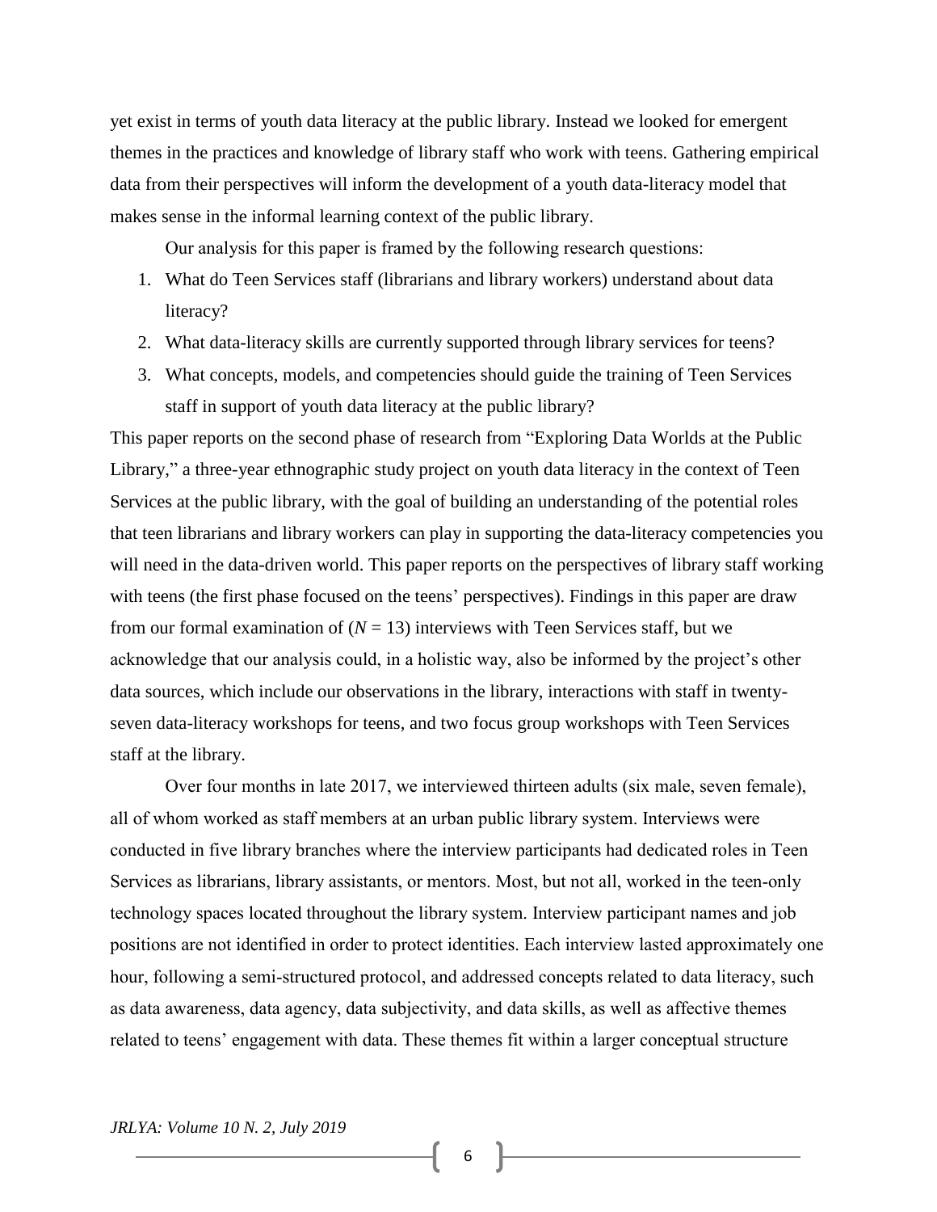yet exist in terms of youth data literacy at the public library. Instead we looked for emergent themes in the practices and knowledge of library staff who work with teens. Gathering empirical data from their perspectives will inform the development of a youth data-literacy model that makes sense in the informal learning context of the public library.

Our analysis for this paper is framed by the following research questions:

1. What do Teen Services staff (librarians and library workers) understand about data literacy?
2. What data-literacy skills are currently supported through library services for teens?
3. What concepts, models, and competencies should guide the training of Teen Services staff in support of youth data literacy at the public library?

This paper reports on the second phase of research from "Exploring Data Worlds at the Public Library," a three-year ethnographic study project on youth data literacy in the context of Teen Services at the public library, with the goal of building an understanding of the potential roles that teen librarians and library workers can play in supporting the data-literacy competencies you will need in the data-driven world. This paper reports on the perspectives of library staff working with teens (the first phase focused on the teens' perspectives). Findings in this paper are draw from our formal examination of ($N$ = 13) interviews with Teen Services staff, but we acknowledge that our analysis could, in a holistic way, also be informed by the project's other data sources, which include our observations in the library, interactions with staff in twenty-seven data-literacy workshops for teens, and two focus group workshops with Teen Services staff at the library.

Over four months in late 2017, we interviewed thirteen adults (six male, seven female), all of whom worked as staff members at an urban public library system. Interviews were conducted in five library branches where the interview participants had dedicated roles in Teen Services as librarians, library assistants, or mentors. Most, but not all, worked in the teen-only technology spaces located throughout the library system. Interview participant names and job positions are not identified in order to protect identities. Each interview lasted approximately one hour, following a semi-structured protocol, and addressed concepts related to data literacy, such as data awareness, data agency, data subjectivity, and data skills, as well as affective themes related to teens' engagement with data. These themes fit within a larger conceptual structure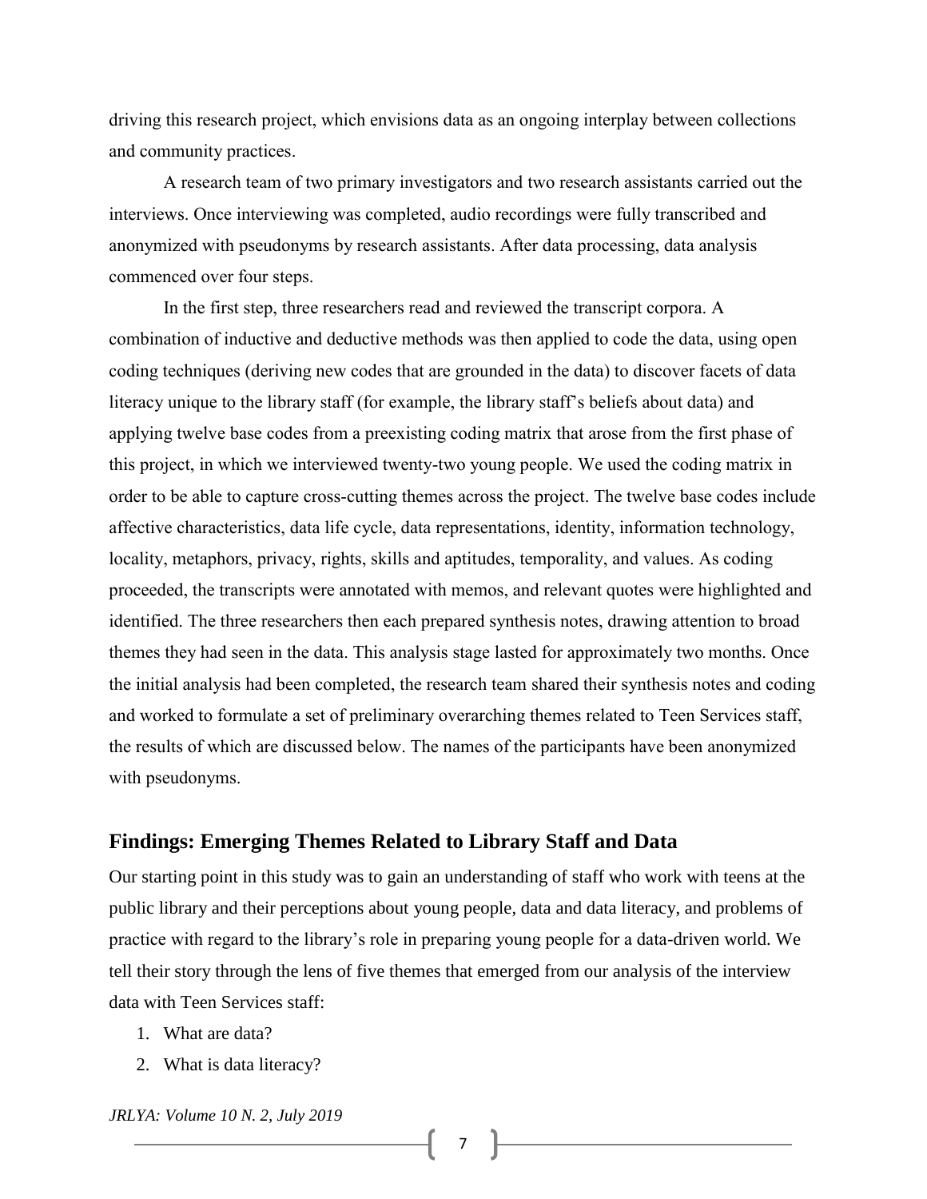driving this research project, which envisions data as an ongoing interplay between collections and community practices.

A research team of two primary investigators and two research assistants carried out the interviews. Once interviewing was completed, audio recordings were fully transcribed and anonymized with pseudonyms by research assistants. After data processing, data analysis commenced over four steps.

In the first step, three researchers read and reviewed the transcript corpora. A combination of inductive and deductive methods was then applied to code the data, using open coding techniques (deriving new codes that are grounded in the data) to discover facets of data literacy unique to the library staff (for example, the library staff's beliefs about data) and applying twelve base codes from a preexisting coding matrix that arose from the first phase of this project, in which we interviewed twenty-two young people. We used the coding matrix in order to be able to capture cross-cutting themes across the project. The twelve base codes include affective characteristics, data life cycle, data representations, identity, information technology, locality, metaphors, privacy, rights, skills and aptitudes, temporality, and values. As coding proceeded, the transcripts were annotated with memos, and relevant quotes were highlighted and identified. The three researchers then each prepared synthesis notes, drawing attention to broad themes they had seen in the data. This analysis stage lasted for approximately two months. Once the initial analysis had been completed, the research team shared their synthesis notes and coding and worked to formulate a set of preliminary overarching themes related to Teen Services staff, the results of which are discussed below. The names of the participants have been anonymized with pseudonyms.

## Findings: Emerging Themes Related to Library Staff and Data

Our starting point in this study was to gain an understanding of staff who work with teens at the public library and their perceptions about young people, data and data literacy, and problems of practice with regard to the library's role in preparing young people for a data-driven world. We tell their story through the lens of five themes that emerged from our analysis of the interview data with Teen Services staff:

1. What are data?
2. What is data literacy?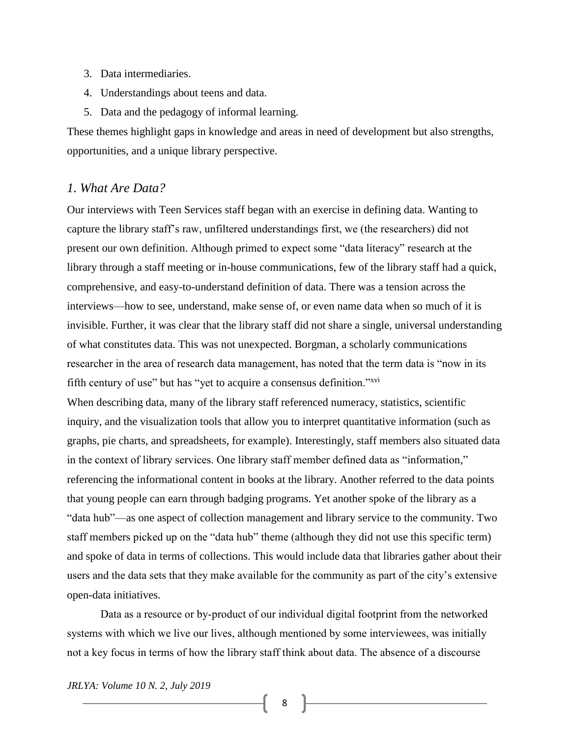3. Data intermediaries.
4. Understandings about teens and data.
5. Data and the pedagogy of informal learning.

These themes highlight gaps in knowledge and areas in need of development but also strengths, opportunities, and a unique library perspective.

### *1. What Are Data?*

Our interviews with Teen Services staff began with an exercise in defining data. Wanting to capture the library staff's raw, unfiltered understandings first, we (the researchers) did not present our own definition. Although primed to expect some "data literacy" research at the library through a staff meeting or in-house communications, few of the library staff had a quick, comprehensive, and easy-to-understand definition of data. There was a tension across the interviews—how to see, understand, make sense of, or even name data when so much of it is invisible. Further, it was clear that the library staff did not share a single, universal understanding of what constitutes data. This was not unexpected. Borgman, a scholarly communications researcher in the area of research data management, has noted that the term data is "now in its fifth century of use" but has "yet to acquire a consensus definition."[xvi]

When describing data, many of the library staff referenced numeracy, statistics, scientific inquiry, and the visualization tools that allow you to interpret quantitative information (such as graphs, pie charts, and spreadsheets, for example). Interestingly, staff members also situated data in the context of library services. One library staff member defined data as "information," referencing the informational content in books at the library. Another referred to the data points that young people can earn through badging programs. Yet another spoke of the library as a "data hub"—as one aspect of collection management and library service to the community. Two staff members picked up on the "data hub" theme (although they did not use this specific term) and spoke of data in terms of collections. This would include data that libraries gather about their users and the data sets that they make available for the community as part of the city's extensive open-data initiatives.

Data as a resource or by-product of our individual digital footprint from the networked systems with which we live our lives, although mentioned by some interviewees, was initially not a key focus in terms of how the library staff think about data. The absence of a discourse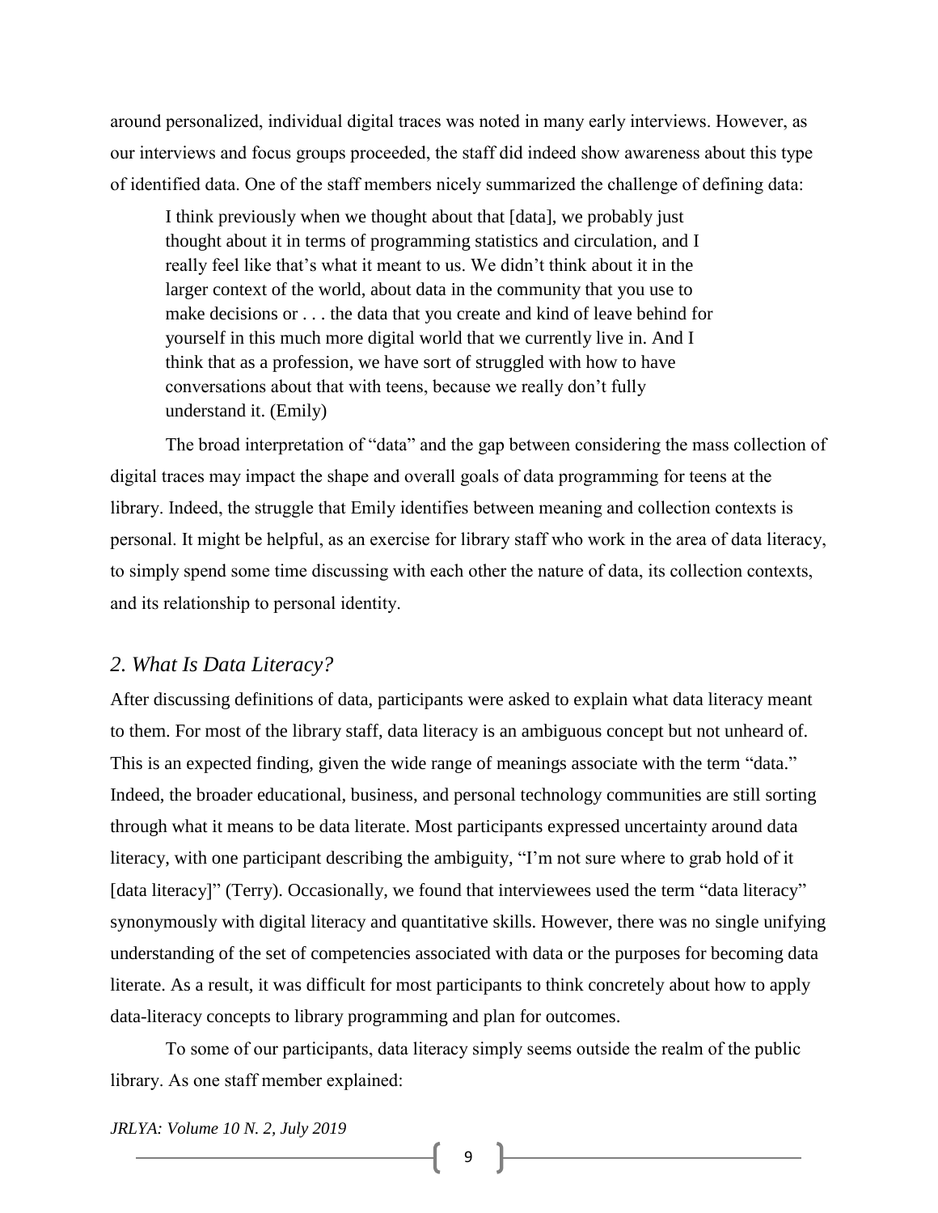around personalized, individual digital traces was noted in many early interviews. However, as our interviews and focus groups proceeded, the staff did indeed show awareness about this type of identified data. One of the staff members nicely summarized the challenge of defining data:

> I think previously when we thought about that [data], we probably just thought about it in terms of programming statistics and circulation, and I really feel like that's what it meant to us. We didn't think about it in the larger context of the world, about data in the community that you use to make decisions or . . . the data that you create and kind of leave behind for yourself in this much more digital world that we currently live in. And I think that as a profession, we have sort of struggled with how to have conversations about that with teens, because we really don't fully understand it. (Emily)

The broad interpretation of "data" and the gap between considering the mass collection of digital traces may impact the shape and overall goals of data programming for teens at the library. Indeed, the struggle that Emily identifies between meaning and collection contexts is personal. It might be helpful, as an exercise for library staff who work in the area of data literacy, to simply spend some time discussing with each other the nature of data, its collection contexts, and its relationship to personal identity.

## *2. What Is Data Literacy?*

After discussing definitions of data, participants were asked to explain what data literacy meant to them. For most of the library staff, data literacy is an ambiguous concept but not unheard of. This is an expected finding, given the wide range of meanings associate with the term "data." Indeed, the broader educational, business, and personal technology communities are still sorting through what it means to be data literate. Most participants expressed uncertainty around data literacy, with one participant describing the ambiguity, "I'm not sure where to grab hold of it [data literacy]" (Terry). Occasionally, we found that interviewees used the term "data literacy" synonymously with digital literacy and quantitative skills. However, there was no single unifying understanding of the set of competencies associated with data or the purposes for becoming data literate. As a result, it was difficult for most participants to think concretely about how to apply data-literacy concepts to library programming and plan for outcomes.

To some of our participants, data literacy simply seems outside the realm of the public library. As one staff member explained: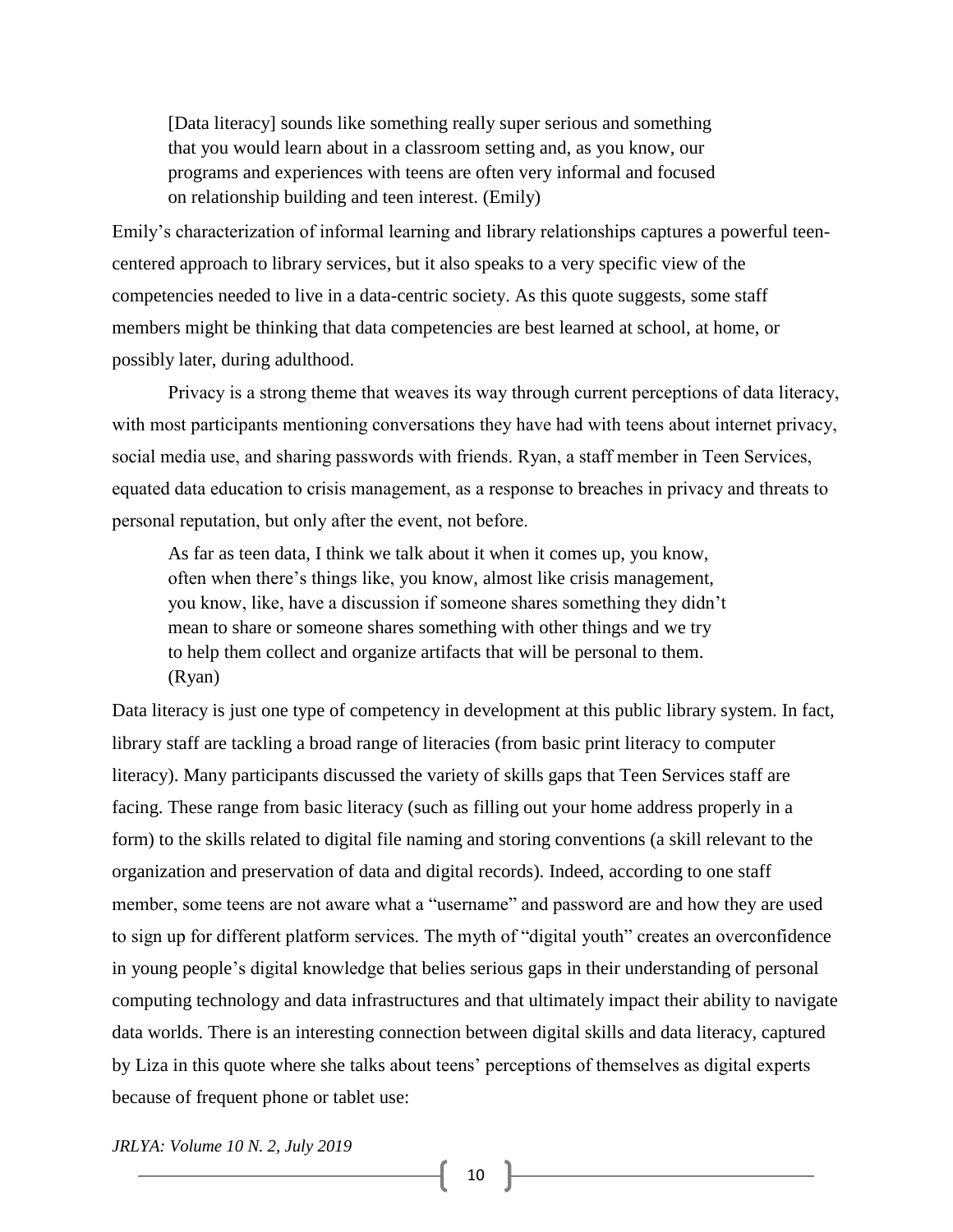> [Data literacy] sounds like something really super serious and something that you would learn about in a classroom setting and, as you know, our programs and experiences with teens are often very informal and focused on relationship building and teen interest. (Emily)

Emily's characterization of informal learning and library relationships captures a powerful teen-centered approach to library services, but it also speaks to a very specific view of the competencies needed to live in a data-centric society. As this quote suggests, some staff members might be thinking that data competencies are best learned at school, at home, or possibly later, during adulthood.

Privacy is a strong theme that weaves its way through current perceptions of data literacy, with most participants mentioning conversations they have had with teens about internet privacy, social media use, and sharing passwords with friends. Ryan, a staff member in Teen Services, equated data education to crisis management, as a response to breaches in privacy and threats to personal reputation, but only after the event, not before.

> As far as teen data, I think we talk about it when it comes up, you know, often when there's things like, you know, almost like crisis management, you know, like, have a discussion if someone shares something they didn't mean to share or someone shares something with other things and we try to help them collect and organize artifacts that will be personal to them. (Ryan)

Data literacy is just one type of competency in development at this public library system. In fact, library staff are tackling a broad range of literacies (from basic print literacy to computer literacy). Many participants discussed the variety of skills gaps that Teen Services staff are facing. These range from basic literacy (such as filling out your home address properly in a form) to the skills related to digital file naming and storing conventions (a skill relevant to the organization and preservation of data and digital records). Indeed, according to one staff member, some teens are not aware what a "username" and password are and how they are used to sign up for different platform services. The myth of "digital youth" creates an overconfidence in young people's digital knowledge that belies serious gaps in their understanding of personal computing technology and data infrastructures and that ultimately impact their ability to navigate data worlds. There is an interesting connection between digital skills and data literacy, captured by Liza in this quote where she talks about teens' perceptions of themselves as digital experts because of frequent phone or tablet use: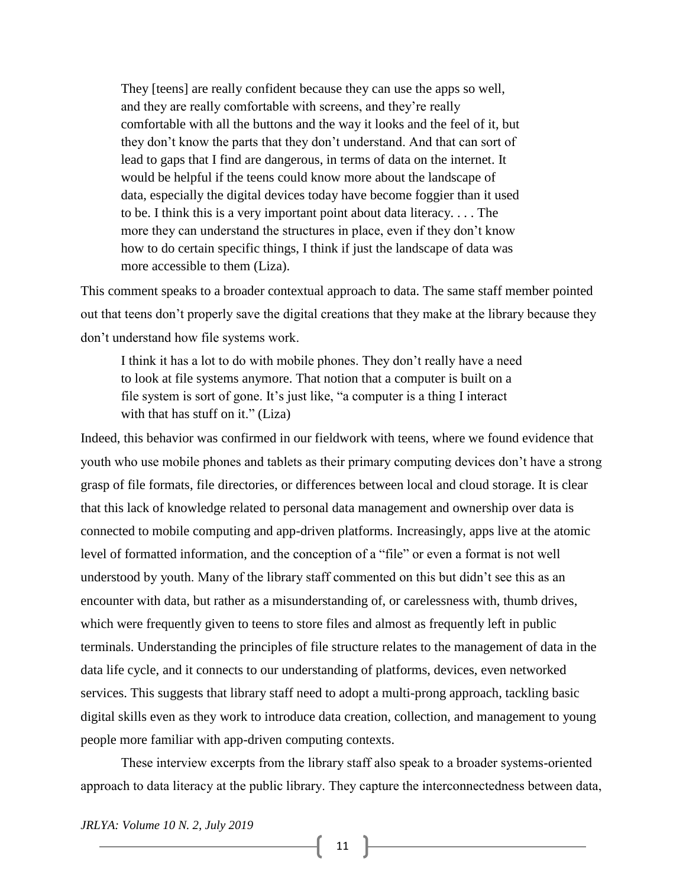> They [teens] are really confident because they can use the apps so well, and they are really comfortable with screens, and they're really comfortable with all the buttons and the way it looks and the feel of it, but they don't know the parts that they don't understand. And that can sort of lead to gaps that I find are dangerous, in terms of data on the internet. It would be helpful if the teens could know more about the landscape of data, especially the digital devices today have become foggier than it used to be. I think this is a very important point about data literacy. . . . The more they can understand the structures in place, even if they don't know how to do certain specific things, I think if just the landscape of data was more accessible to them (Liza).

This comment speaks to a broader contextual approach to data. The same staff member pointed out that teens don't properly save the digital creations that they make at the library because they don't understand how file systems work.

> I think it has a lot to do with mobile phones. They don't really have a need to look at file systems anymore. That notion that a computer is built on a file system is sort of gone. It's just like, "a computer is a thing I interact with that has stuff on it." (Liza)

Indeed, this behavior was confirmed in our fieldwork with teens, where we found evidence that youth who use mobile phones and tablets as their primary computing devices don't have a strong grasp of file formats, file directories, or differences between local and cloud storage. It is clear that this lack of knowledge related to personal data management and ownership over data is connected to mobile computing and app-driven platforms. Increasingly, apps live at the atomic level of formatted information, and the conception of a "file" or even a format is not well understood by youth. Many of the library staff commented on this but didn't see this as an encounter with data, but rather as a misunderstanding of, or carelessness with, thumb drives, which were frequently given to teens to store files and almost as frequently left in public terminals. Understanding the principles of file structure relates to the management of data in the data life cycle, and it connects to our understanding of platforms, devices, even networked services. This suggests that library staff need to adopt a multi-prong approach, tackling basic digital skills even as they work to introduce data creation, collection, and management to young people more familiar with app-driven computing contexts.

These interview excerpts from the library staff also speak to a broader systems-oriented approach to data literacy at the public library. They capture the interconnectedness between data,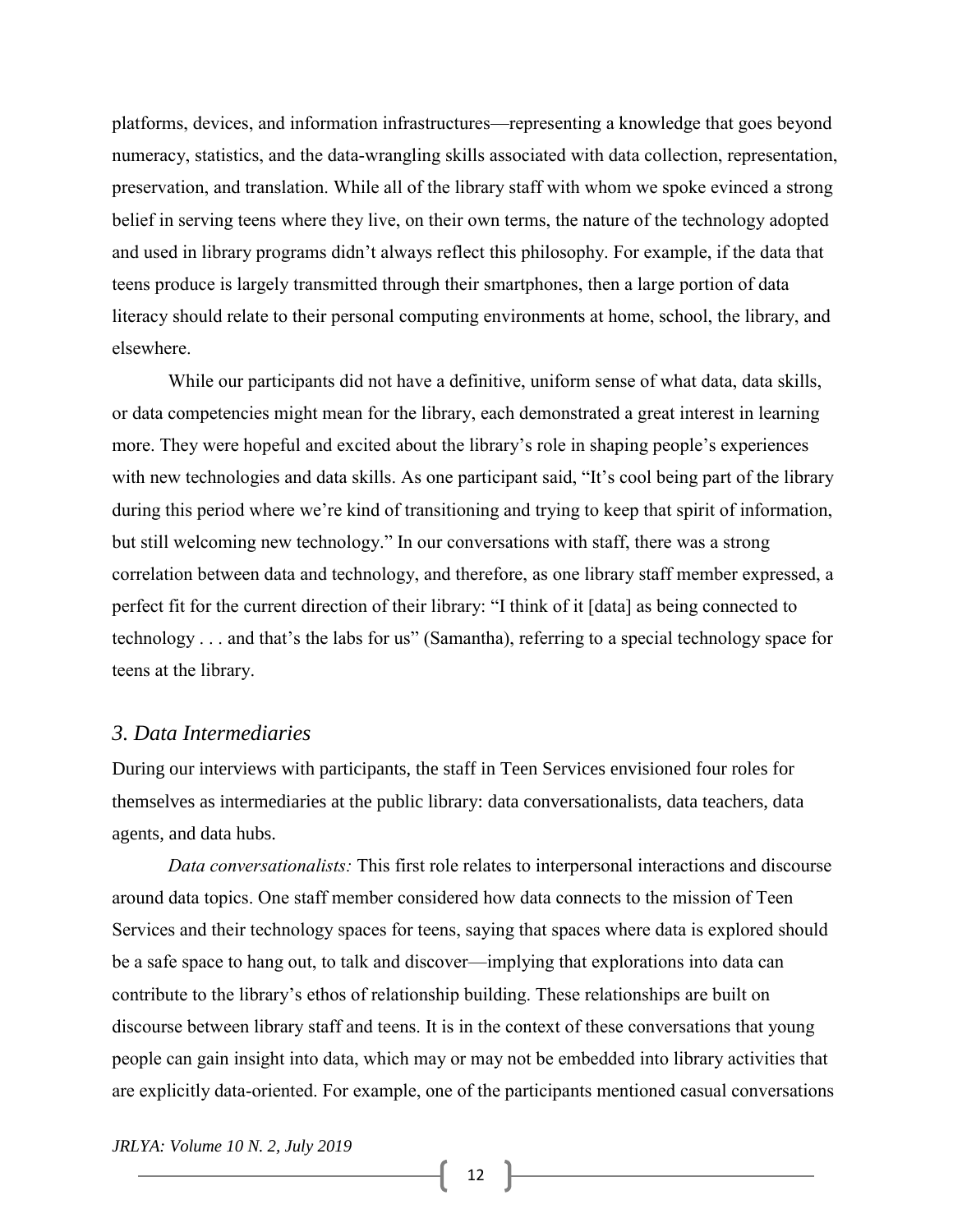platforms, devices, and information infrastructures—representing a knowledge that goes beyond numeracy, statistics, and the data-wrangling skills associated with data collection, representation, preservation, and translation. While all of the library staff with whom we spoke evinced a strong belief in serving teens where they live, on their own terms, the nature of the technology adopted and used in library programs didn't always reflect this philosophy. For example, if the data that teens produce is largely transmitted through their smartphones, then a large portion of data literacy should relate to their personal computing environments at home, school, the library, and elsewhere.

While our participants did not have a definitive, uniform sense of what data, data skills, or data competencies might mean for the library, each demonstrated a great interest in learning more. They were hopeful and excited about the library's role in shaping people's experiences with new technologies and data skills. As one participant said, "It's cool being part of the library during this period where we're kind of transitioning and trying to keep that spirit of information, but still welcoming new technology." In our conversations with staff, there was a strong correlation between data and technology, and therefore, as one library staff member expressed, a perfect fit for the current direction of their library: "I think of it [data] as being connected to technology . . . and that's the labs for us" (Samantha), referring to a special technology space for teens at the library.

## *3. Data Intermediaries*

During our interviews with participants, the staff in Teen Services envisioned four roles for themselves as intermediaries at the public library: data conversationalists, data teachers, data agents, and data hubs.

*Data conversationalists:* This first role relates to interpersonal interactions and discourse around data topics. One staff member considered how data connects to the mission of Teen Services and their technology spaces for teens, saying that spaces where data is explored should be a safe space to hang out, to talk and discover—implying that explorations into data can contribute to the library's ethos of relationship building. These relationships are built on discourse between library staff and teens. It is in the context of these conversations that young people can gain insight into data, which may or may not be embedded into library activities that are explicitly data-oriented. For example, one of the participants mentioned casual conversations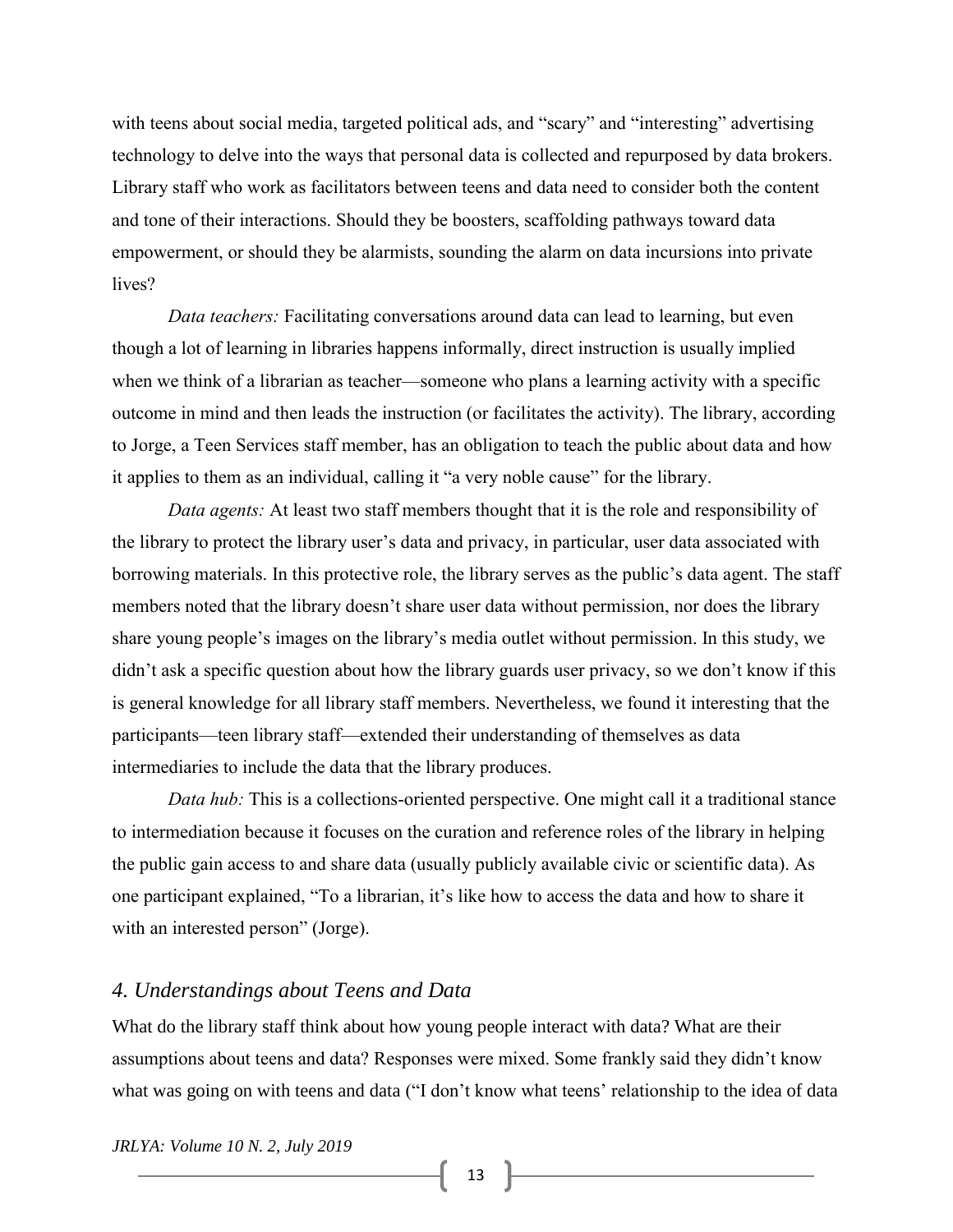with teens about social media, targeted political ads, and "scary" and "interesting" advertising technology to delve into the ways that personal data is collected and repurposed by data brokers. Library staff who work as facilitators between teens and data need to consider both the content and tone of their interactions. Should they be boosters, scaffolding pathways toward data empowerment, or should they be alarmists, sounding the alarm on data incursions into private lives?

*Data teachers:* Facilitating conversations around data can lead to learning, but even though a lot of learning in libraries happens informally, direct instruction is usually implied when we think of a librarian as teacher—someone who plans a learning activity with a specific outcome in mind and then leads the instruction (or facilitates the activity). The library, according to Jorge, a Teen Services staff member, has an obligation to teach the public about data and how it applies to them as an individual, calling it "a very noble cause" for the library.

*Data agents:* At least two staff members thought that it is the role and responsibility of the library to protect the library user's data and privacy, in particular, user data associated with borrowing materials. In this protective role, the library serves as the public's data agent. The staff members noted that the library doesn't share user data without permission, nor does the library share young people's images on the library's media outlet without permission. In this study, we didn't ask a specific question about how the library guards user privacy, so we don't know if this is general knowledge for all library staff members. Nevertheless, we found it interesting that the participants—teen library staff—extended their understanding of themselves as data intermediaries to include the data that the library produces.

*Data hub:* This is a collections-oriented perspective. One might call it a traditional stance to intermediation because it focuses on the curation and reference roles of the library in helping the public gain access to and share data (usually publicly available civic or scientific data). As one participant explained, "To a librarian, it's like how to access the data and how to share it with an interested person" (Jorge).

## *4. Understandings about Teens and Data*

What do the library staff think about how young people interact with data? What are their assumptions about teens and data? Responses were mixed. Some frankly said they didn't know what was going on with teens and data ("I don't know what teens' relationship to the idea of data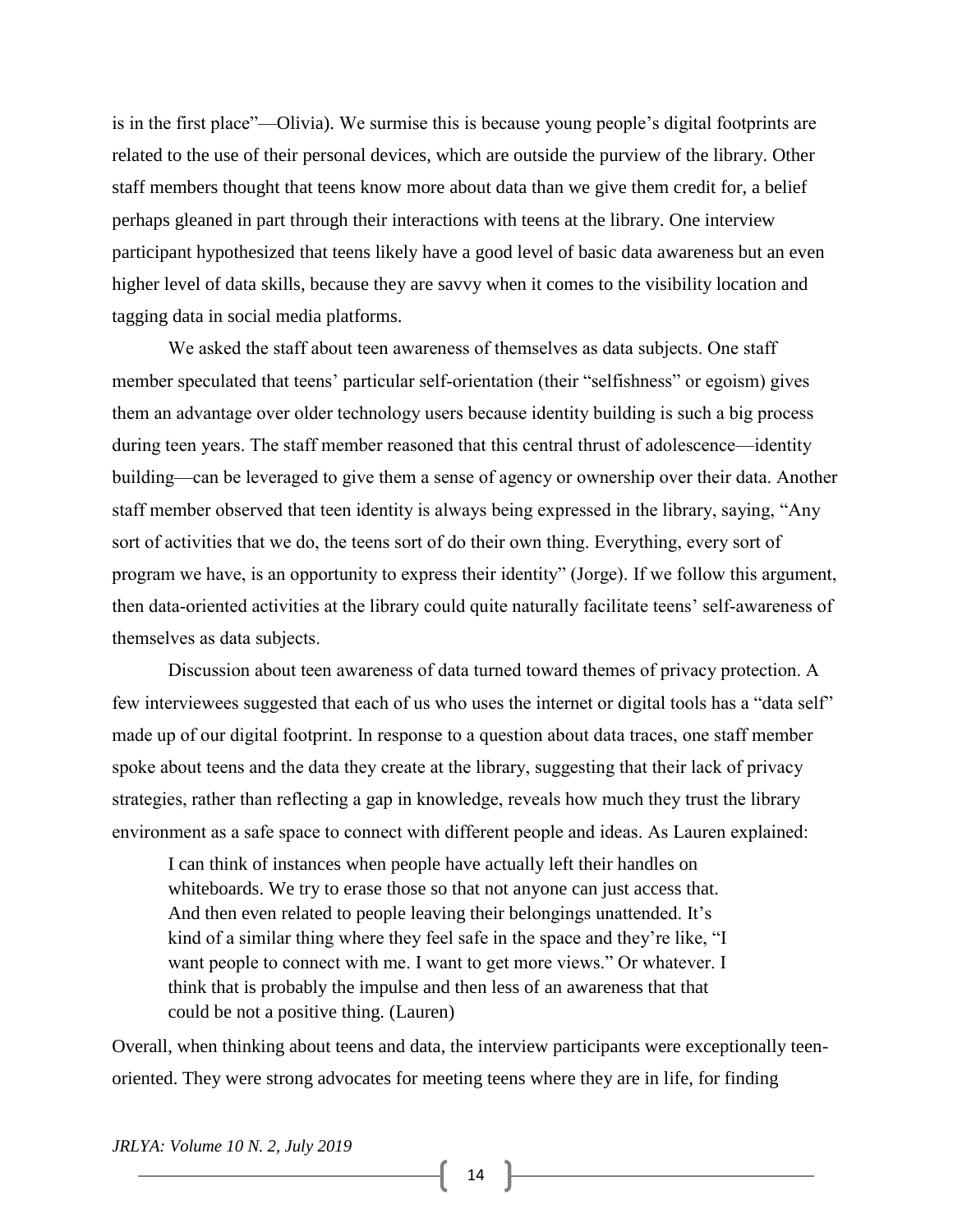is in the first place"—Olivia). We surmise this is because young people's digital footprints are related to the use of their personal devices, which are outside the purview of the library. Other staff members thought that teens know more about data than we give them credit for, a belief perhaps gleaned in part through their interactions with teens at the library. One interview participant hypothesized that teens likely have a good level of basic data awareness but an even higher level of data skills, because they are savvy when it comes to the visibility location and tagging data in social media platforms.

We asked the staff about teen awareness of themselves as data subjects. One staff member speculated that teens' particular self-orientation (their "selfishness" or egoism) gives them an advantage over older technology users because identity building is such a big process during teen years. The staff member reasoned that this central thrust of adolescence—identity building—can be leveraged to give them a sense of agency or ownership over their data. Another staff member observed that teen identity is always being expressed in the library, saying, "Any sort of activities that we do, the teens sort of do their own thing. Everything, every sort of program we have, is an opportunity to express their identity" (Jorge). If we follow this argument, then data-oriented activities at the library could quite naturally facilitate teens' self-awareness of themselves as data subjects.

Discussion about teen awareness of data turned toward themes of privacy protection. A few interviewees suggested that each of us who uses the internet or digital tools has a "data self" made up of our digital footprint. In response to a question about data traces, one staff member spoke about teens and the data they create at the library, suggesting that their lack of privacy strategies, rather than reflecting a gap in knowledge, reveals how much they trust the library environment as a safe space to connect with different people and ideas. As Lauren explained:

> I can think of instances when people have actually left their handles on whiteboards. We try to erase those so that not anyone can just access that. And then even related to people leaving their belongings unattended. It's kind of a similar thing where they feel safe in the space and they're like, "I want people to connect with me. I want to get more views." Or whatever. I think that is probably the impulse and then less of an awareness that that could be not a positive thing. (Lauren)

Overall, when thinking about teens and data, the interview participants were exceptionally teen-oriented. They were strong advocates for meeting teens where they are in life, for finding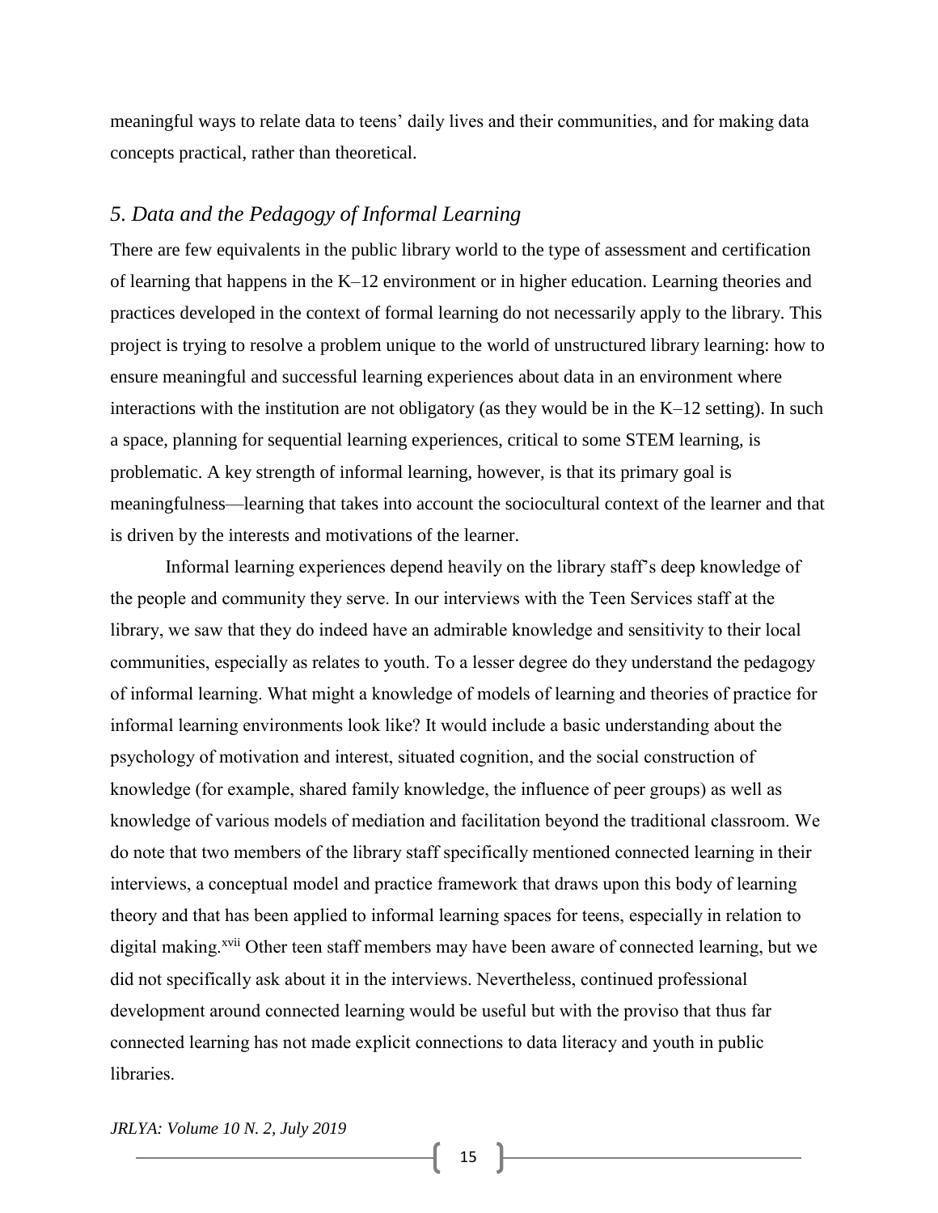meaningful ways to relate data to teens' daily lives and their communities, and for making data concepts practical, rather than theoretical.

## *5. Data and the Pedagogy of Informal Learning*

There are few equivalents in the public library world to the type of assessment and certification of learning that happens in the K–12 environment or in higher education. Learning theories and practices developed in the context of formal learning do not necessarily apply to the library. This project is trying to resolve a problem unique to the world of unstructured library learning: how to ensure meaningful and successful learning experiences about data in an environment where interactions with the institution are not obligatory (as they would be in the K–12 setting). In such a space, planning for sequential learning experiences, critical to some STEM learning, is problematic. A key strength of informal learning, however, is that its primary goal is meaningfulness—learning that takes into account the sociocultural context of the learner and that is driven by the interests and motivations of the learner.

Informal learning experiences depend heavily on the library staff's deep knowledge of the people and community they serve. In our interviews with the Teen Services staff at the library, we saw that they do indeed have an admirable knowledge and sensitivity to their local communities, especially as relates to youth. To a lesser degree do they understand the pedagogy of informal learning. What might a knowledge of models of learning and theories of practice for informal learning environments look like? It would include a basic understanding about the psychology of motivation and interest, situated cognition, and the social construction of knowledge (for example, shared family knowledge, the influence of peer groups) as well as knowledge of various models of mediation and facilitation beyond the traditional classroom. We do note that two members of the library staff specifically mentioned connected learning in their interviews, a conceptual model and practice framework that draws upon this body of learning theory and that has been applied to informal learning spaces for teens, especially in relation to digital making.[xvii] Other teen staff members may have been aware of connected learning, but we did not specifically ask about it in the interviews. Nevertheless, continued professional development around connected learning would be useful but with the proviso that thus far connected learning has not made explicit connections to data literacy and youth in public libraries.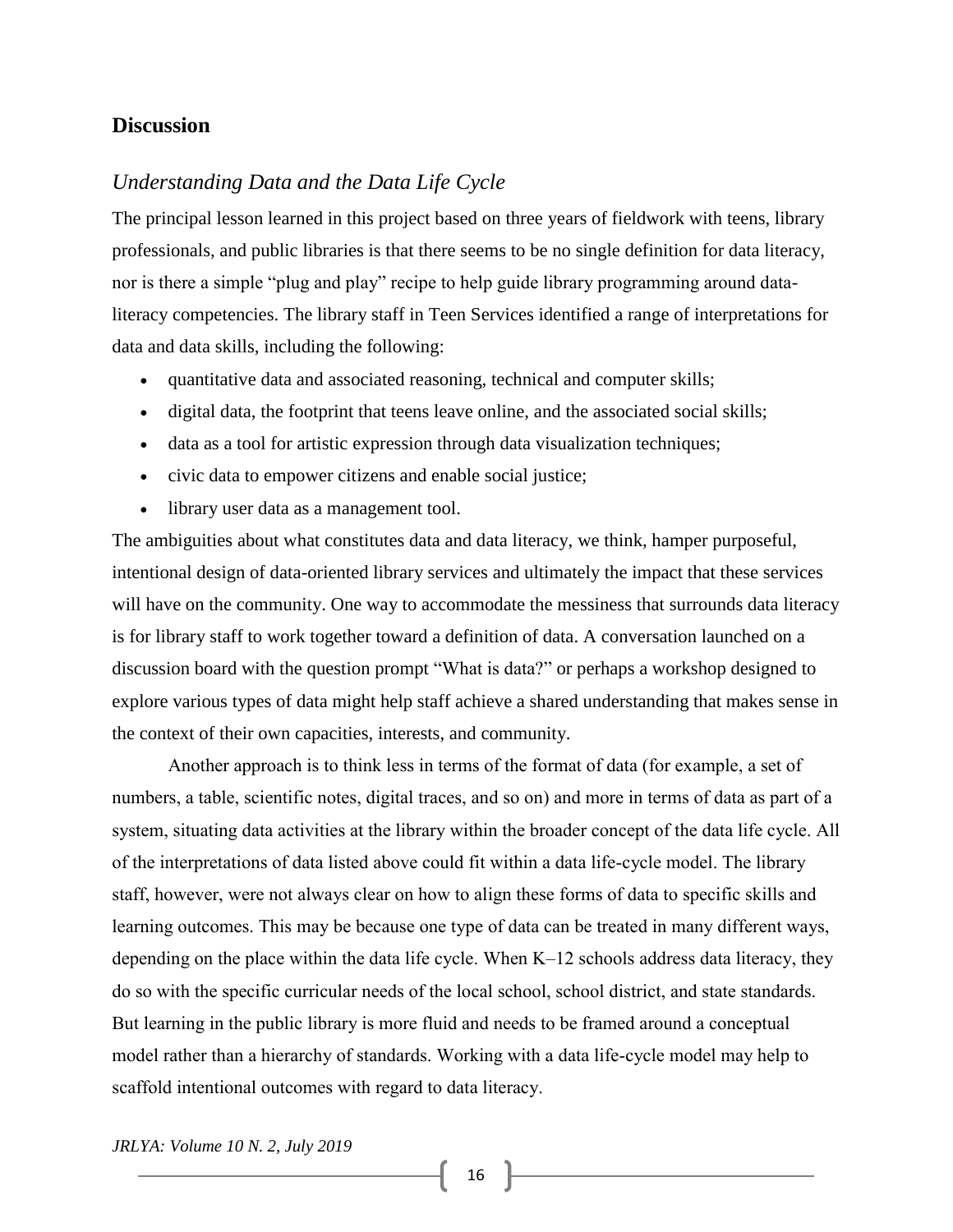## Discussion

### *Understanding Data and the Data Life Cycle*

The principal lesson learned in this project based on three years of fieldwork with teens, library professionals, and public libraries is that there seems to be no single definition for data literacy, nor is there a simple "plug and play" recipe to help guide library programming around data-literacy competencies. The library staff in Teen Services identified a range of interpretations for data and data skills, including the following:

- quantitative data and associated reasoning, technical and computer skills;
- digital data, the footprint that teens leave online, and the associated social skills;
- data as a tool for artistic expression through data visualization techniques;
- civic data to empower citizens and enable social justice;
- library user data as a management tool.

The ambiguities about what constitutes data and data literacy, we think, hamper purposeful, intentional design of data-oriented library services and ultimately the impact that these services will have on the community. One way to accommodate the messiness that surrounds data literacy is for library staff to work together toward a definition of data. A conversation launched on a discussion board with the question prompt "What is data?" or perhaps a workshop designed to explore various types of data might help staff achieve a shared understanding that makes sense in the context of their own capacities, interests, and community.

Another approach is to think less in terms of the format of data (for example, a set of numbers, a table, scientific notes, digital traces, and so on) and more in terms of data as part of a system, situating data activities at the library within the broader concept of the data life cycle. All of the interpretations of data listed above could fit within a data life-cycle model. The library staff, however, were not always clear on how to align these forms of data to specific skills and learning outcomes. This may be because one type of data can be treated in many different ways, depending on the place within the data life cycle. When K–12 schools address data literacy, they do so with the specific curricular needs of the local school, school district, and state standards. But learning in the public library is more fluid and needs to be framed around a conceptual model rather than a hierarchy of standards. Working with a data life-cycle model may help to scaffold intentional outcomes with regard to data literacy.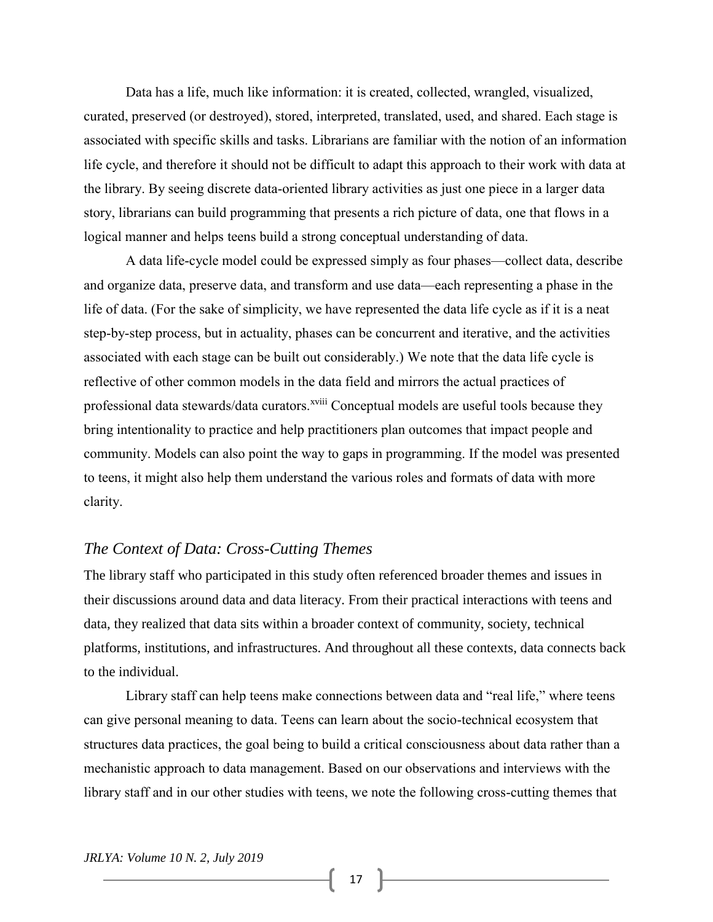Data has a life, much like information: it is created, collected, wrangled, visualized, curated, preserved (or destroyed), stored, interpreted, translated, used, and shared. Each stage is associated with specific skills and tasks. Librarians are familiar with the notion of an information life cycle, and therefore it should not be difficult to adapt this approach to their work with data at the library. By seeing discrete data-oriented library activities as just one piece in a larger data story, librarians can build programming that presents a rich picture of data, one that flows in a logical manner and helps teens build a strong conceptual understanding of data.

A data life-cycle model could be expressed simply as four phases—collect data, describe and organize data, preserve data, and transform and use data—each representing a phase in the life of data. (For the sake of simplicity, we have represented the data life cycle as if it is a neat step-by-step process, but in actuality, phases can be concurrent and iterative, and the activities associated with each stage can be built out considerably.) We note that the data life cycle is reflective of other common models in the data field and mirrors the actual practices of professional data stewards/data curators.[xviii] Conceptual models are useful tools because they bring intentionality to practice and help practitioners plan outcomes that impact people and community. Models can also point the way to gaps in programming. If the model was presented to teens, it might also help them understand the various roles and formats of data with more clarity.

## *The Context of Data: Cross-Cutting Themes*

The library staff who participated in this study often referenced broader themes and issues in their discussions around data and data literacy. From their practical interactions with teens and data, they realized that data sits within a broader context of community, society, technical platforms, institutions, and infrastructures. And throughout all these contexts, data connects back to the individual.

Library staff can help teens make connections between data and "real life," where teens can give personal meaning to data. Teens can learn about the socio-technical ecosystem that structures data practices, the goal being to build a critical consciousness about data rather than a mechanistic approach to data management. Based on our observations and interviews with the library staff and in our other studies with teens, we note the following cross-cutting themes that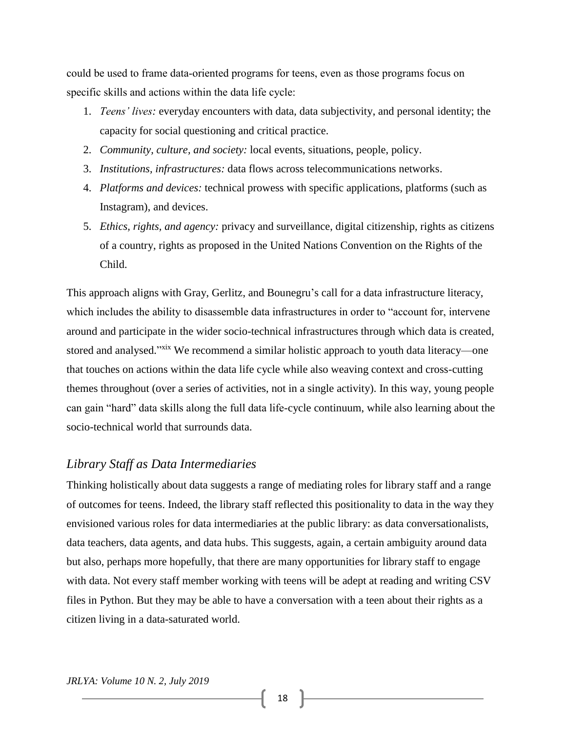could be used to frame data-oriented programs for teens, even as those programs focus on specific skills and actions within the data life cycle:

1. *Teens' lives:* everyday encounters with data, data subjectivity, and personal identity; the capacity for social questioning and critical practice.
2. *Community, culture, and society:* local events, situations, people, policy.
3. *Institutions, infrastructures:* data flows across telecommunications networks.
4. *Platforms and devices:* technical prowess with specific applications, platforms (such as Instagram), and devices.
5. *Ethics, rights, and agency:* privacy and surveillance, digital citizenship, rights as citizens of a country, rights as proposed in the United Nations Convention on the Rights of the Child.

This approach aligns with Gray, Gerlitz, and Bounegru's call for a data infrastructure literacy, which includes the ability to disassemble data infrastructures in order to "account for, intervene around and participate in the wider socio-technical infrastructures through which data is created, stored and analysed."[xix] We recommend a similar holistic approach to youth data literacy—one that touches on actions within the data life cycle while also weaving context and cross-cutting themes throughout (over a series of activities, not in a single activity). In this way, young people can gain "hard" data skills along the full data life-cycle continuum, while also learning about the socio-technical world that surrounds data.

## *Library Staff as Data Intermediaries*

Thinking holistically about data suggests a range of mediating roles for library staff and a range of outcomes for teens. Indeed, the library staff reflected this positionality to data in the way they envisioned various roles for data intermediaries at the public library: as data conversationalists, data teachers, data agents, and data hubs. This suggests, again, a certain ambiguity around data but also, perhaps more hopefully, that there are many opportunities for library staff to engage with data. Not every staff member working with teens will be adept at reading and writing CSV files in Python. But they may be able to have a conversation with a teen about their rights as a citizen living in a data-saturated world.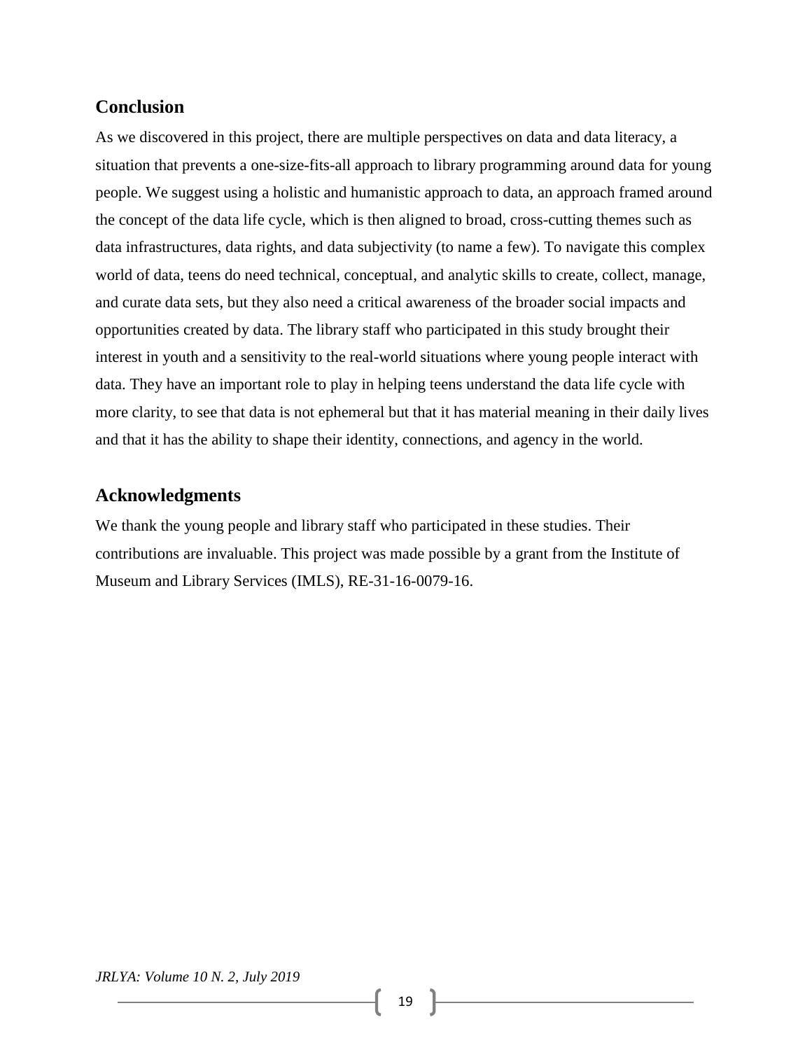## Conclusion

As we discovered in this project, there are multiple perspectives on data and data literacy, a situation that prevents a one-size-fits-all approach to library programming around data for young people. We suggest using a holistic and humanistic approach to data, an approach framed around the concept of the data life cycle, which is then aligned to broad, cross-cutting themes such as data infrastructures, data rights, and data subjectivity (to name a few). To navigate this complex world of data, teens do need technical, conceptual, and analytic skills to create, collect, manage, and curate data sets, but they also need a critical awareness of the broader social impacts and opportunities created by data. The library staff who participated in this study brought their interest in youth and a sensitivity to the real-world situations where young people interact with data. They have an important role to play in helping teens understand the data life cycle with more clarity, to see that data is not ephemeral but that it has material meaning in their daily lives and that it has the ability to shape their identity, connections, and agency in the world.

## Acknowledgments

We thank the young people and library staff who participated in these studies. Their contributions are invaluable. This project was made possible by a grant from the Institute of Museum and Library Services (IMLS), RE-31-16-0079-16.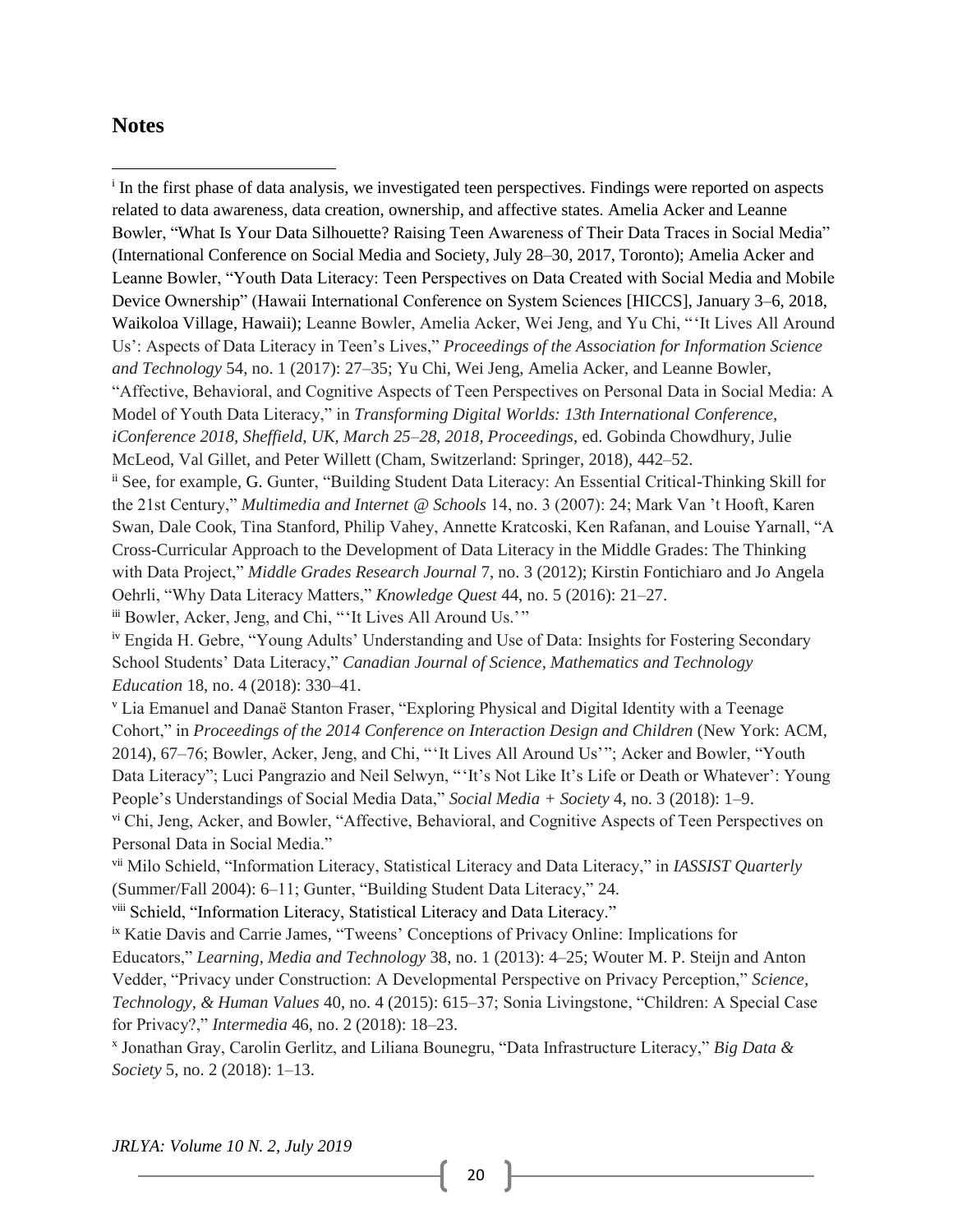## Notes

[i] In the first phase of data analysis, we investigated teen perspectives. Findings were reported on aspects related to data awareness, data creation, ownership, and affective states. Amelia Acker and Leanne Bowler, "What Is Your Data Silhouette? Raising Teen Awareness of Their Data Traces in Social Media" (International Conference on Social Media and Society, July 28–30, 2017, Toronto); Amelia Acker and Leanne Bowler, "Youth Data Literacy: Teen Perspectives on Data Created with Social Media and Mobile Device Ownership" (Hawaii International Conference on System Sciences [HICCS], January 3–6, 2018, Waikoloa Village, Hawaii); Leanne Bowler, Amelia Acker, Wei Jeng, and Yu Chi, "'It Lives All Around Us': Aspects of Data Literacy in Teen's Lives," *Proceedings of the Association for Information Science and Technology* 54, no. 1 (2017): 27–35; Yu Chi, Wei Jeng, Amelia Acker, and Leanne Bowler, "Affective, Behavioral, and Cognitive Aspects of Teen Perspectives on Personal Data in Social Media: A Model of Youth Data Literacy," in *Transforming Digital Worlds: 13th International Conference, iConference 2018, Sheffield, UK, March 25–28, 2018, Proceedings*, ed. Gobinda Chowdhury, Julie McLeod, Val Gillet, and Peter Willett (Cham, Switzerland: Springer, 2018), 442–52.

[ii] See, for example, G. Gunter, "Building Student Data Literacy: An Essential Critical-Thinking Skill for the 21st Century," *Multimedia and Internet @ Schools* 14, no. 3 (2007): 24; Mark Van 't Hooft, Karen Swan, Dale Cook, Tina Stanford, Philip Vahey, Annette Kratcoski, Ken Rafanan, and Louise Yarnall, "A Cross-Curricular Approach to the Development of Data Literacy in the Middle Grades: The Thinking with Data Project," *Middle Grades Research Journal* 7, no. 3 (2012); Kirstin Fontichiaro and Jo Angela Oehrli, "Why Data Literacy Matters," *Knowledge Quest* 44, no. 5 (2016): 21–27.

[iii] Bowler, Acker, Jeng, and Chi, "'It Lives All Around Us.'"

[iv] Engida H. Gebre, "Young Adults' Understanding and Use of Data: Insights for Fostering Secondary School Students' Data Literacy," *Canadian Journal of Science, Mathematics and Technology Education* 18, no. 4 (2018): 330–41.

[v] Lia Emanuel and Danaë Stanton Fraser, "Exploring Physical and Digital Identity with a Teenage Cohort," in *Proceedings of the 2014 Conference on Interaction Design and Children* (New York: ACM, 2014), 67–76; Bowler, Acker, Jeng, and Chi, "'It Lives All Around Us'"; Acker and Bowler, "Youth Data Literacy"; Luci Pangrazio and Neil Selwyn, "'It's Not Like It's Life or Death or Whatever': Young People's Understandings of Social Media Data," *Social Media + Society* 4, no. 3 (2018): 1–9.

[vi] Chi, Jeng, Acker, and Bowler, "Affective, Behavioral, and Cognitive Aspects of Teen Perspectives on Personal Data in Social Media."

[vii] Milo Schield, "Information Literacy, Statistical Literacy and Data Literacy," in *IASSIST Quarterly* (Summer/Fall 2004): 6–11; Gunter, "Building Student Data Literacy," 24.

[viii] Schield, "Information Literacy, Statistical Literacy and Data Literacy."

[ix] Katie Davis and Carrie James, "Tweens' Conceptions of Privacy Online: Implications for Educators," *Learning, Media and Technology* 38, no. 1 (2013): 4–25; Wouter M. P. Steijn and Anton Vedder, "Privacy under Construction: A Developmental Perspective on Privacy Perception," *Science, Technology, & Human Values* 40, no. 4 (2015): 615–37; Sonia Livingstone, "Children: A Special Case for Privacy?," *Intermedia* 46, no. 2 (2018): 18–23.

[x] Jonathan Gray, Carolin Gerlitz, and Liliana Bounegru, "Data Infrastructure Literacy," *Big Data & Society* 5, no. 2 (2018): 1–13.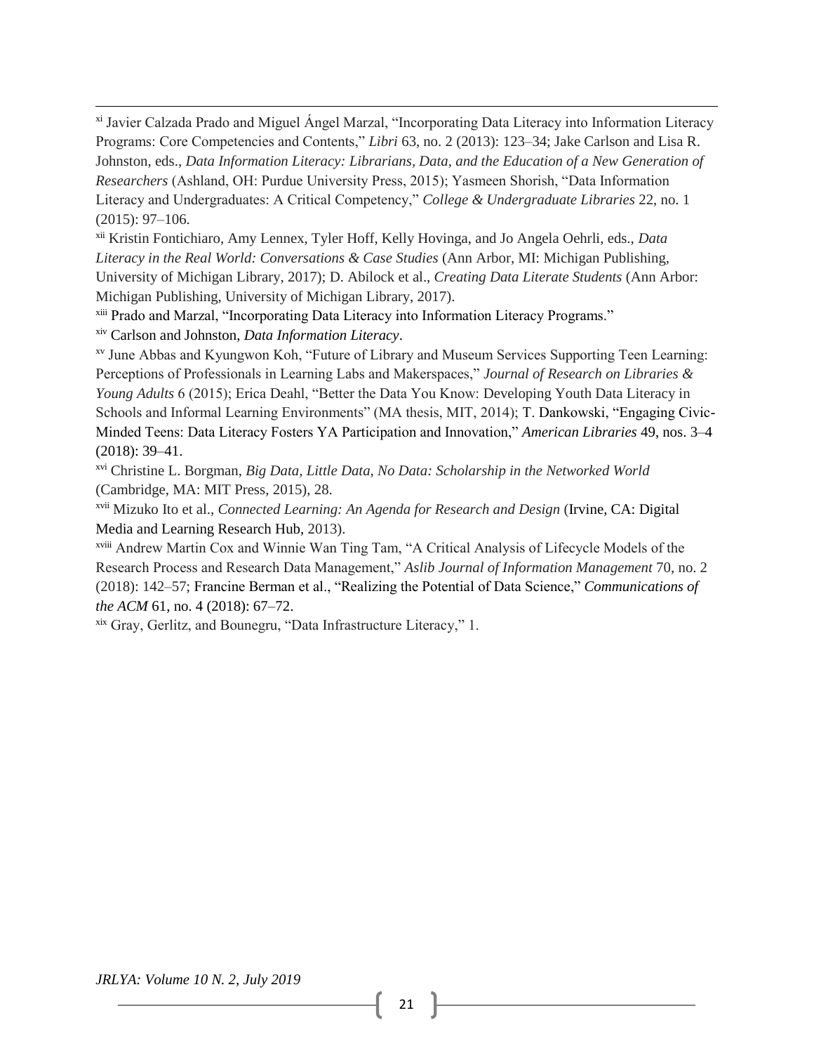[xi] Javier Calzada Prado and Miguel Ángel Marzal, "Incorporating Data Literacy into Information Literacy Programs: Core Competencies and Contents," *Libri* 63, no. 2 (2013): 123–34; Jake Carlson and Lisa R. Johnston, eds., *Data Information Literacy: Librarians, Data, and the Education of a New Generation of Researchers* (Ashland, OH: Purdue University Press, 2015); Yasmeen Shorish, "Data Information Literacy and Undergraduates: A Critical Competency," *College & Undergraduate Libraries* 22, no. 1 (2015): 97–106.

[xii] Kristin Fontichiaro, Amy Lennex, Tyler Hoff, Kelly Hovinga, and Jo Angela Oehrli, eds., *Data Literacy in the Real World: Conversations & Case Studies* (Ann Arbor, MI: Michigan Publishing, University of Michigan Library, 2017); D. Abilock et al., *Creating Data Literate Students* (Ann Arbor: Michigan Publishing, University of Michigan Library, 2017).

[xiii] Prado and Marzal, "Incorporating Data Literacy into Information Literacy Programs."

[xiv] Carlson and Johnston, *Data Information Literacy*.

[xv] June Abbas and Kyungwon Koh, "Future of Library and Museum Services Supporting Teen Learning: Perceptions of Professionals in Learning Labs and Makerspaces," *Journal of Research on Libraries & Young Adults* 6 (2015); Erica Deahl, "Better the Data You Know: Developing Youth Data Literacy in Schools and Informal Learning Environments" (MA thesis, MIT, 2014); T. Dankowski, "Engaging Civic-Minded Teens: Data Literacy Fosters YA Participation and Innovation," *American Libraries* 49, nos. 3–4 (2018): 39–41.

[xvi] Christine L. Borgman, *Big Data, Little Data, No Data: Scholarship in the Networked World* (Cambridge, MA: MIT Press, 2015), 28.

[xvii] Mizuko Ito et al., *Connected Learning: An Agenda for Research and Design* (Irvine, CA: Digital Media and Learning Research Hub, 2013).

[xviii] Andrew Martin Cox and Winnie Wan Ting Tam, "A Critical Analysis of Lifecycle Models of the Research Process and Research Data Management," *Aslib Journal of Information Management* 70, no. 2 (2018): 142–57; Francine Berman et al., "Realizing the Potential of Data Science," *Communications of the ACM* 61, no. 4 (2018): 67–72.

[xix] Gray, Gerlitz, and Bounegru, "Data Infrastructure Literacy," 1.